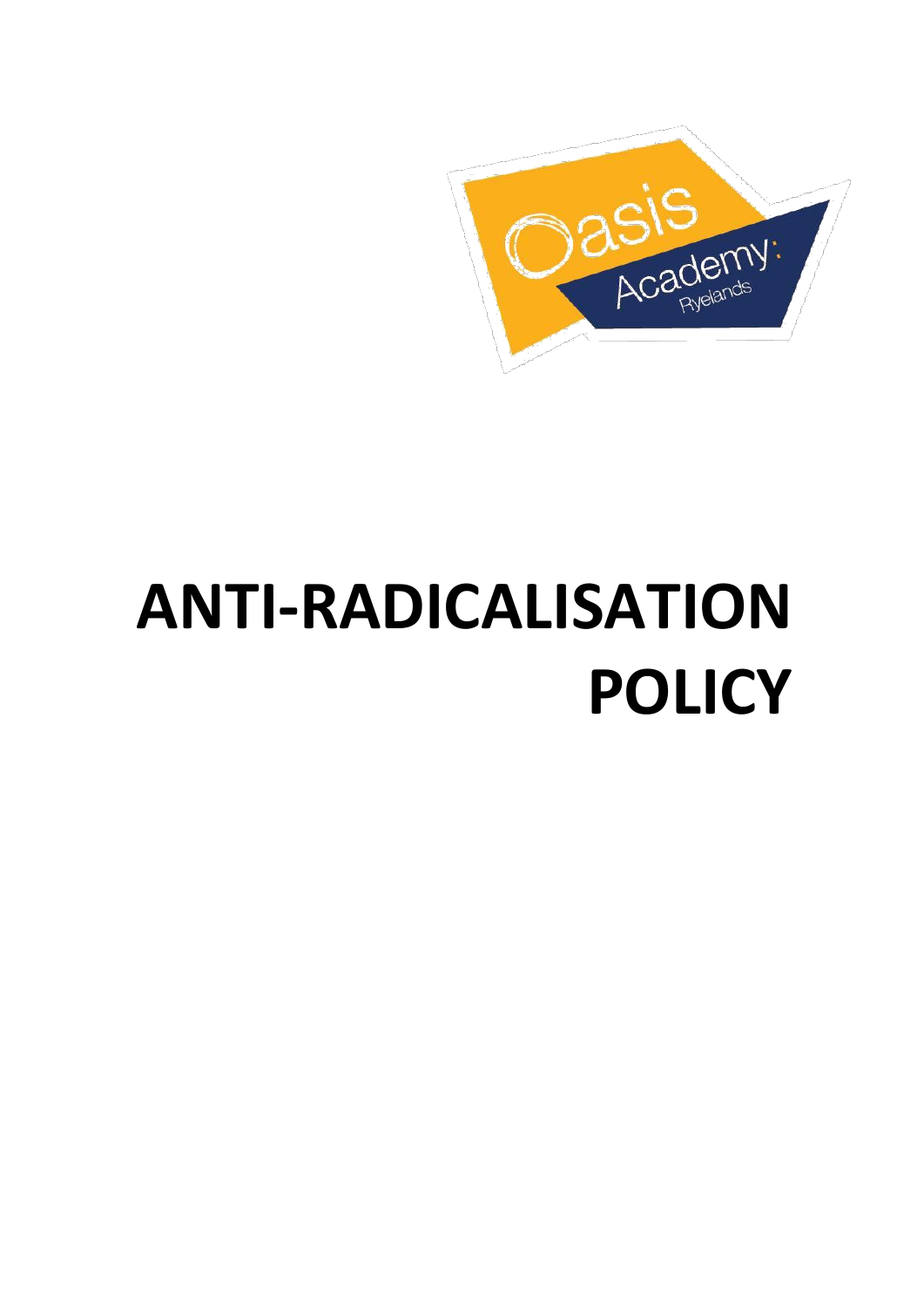# ANTI-RADICALISATION POLICY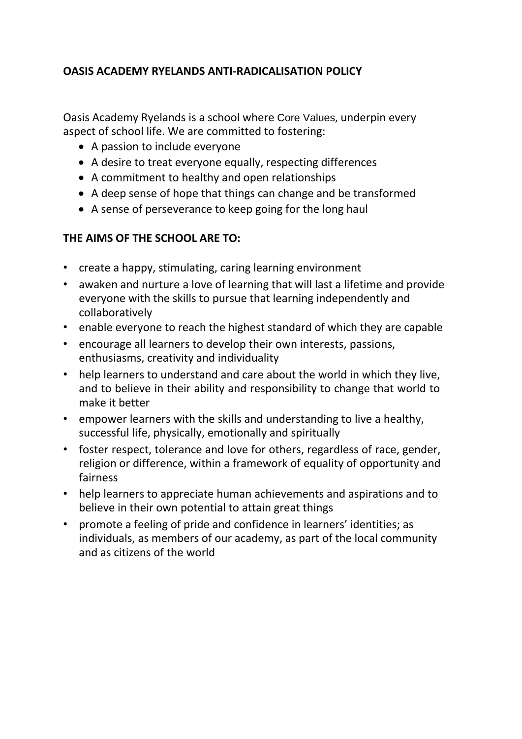## OASIS ACADEMY RYELANDS ANTI-RADICALISATION POLICY

Oasis Academy Ryelands is a school where Core Values, underpin every aspect of school life. We are committed to fostering:

- A passion to include everyone
- A desire to treat everyone equally, respecting differences
- A commitment to healthy and open relationships
- A deep sense of hope that things can change and be transformed
- A sense of perseverance to keep going for the long haul

### THE AIMS OF THE SCHOOL ARE TO:

- create a happy, stimulating, caring learning environment
- awaken and nurture a love of learning that will last a lifetime and provide everyone with the skills to pursue that learning independently and collaboratively
- enable everyone to reach the highest standard of which they are capable
- encourage all learners to develop their own interests, passions, enthusiasms, creativity and individuality
- help learners to understand and care about the world in which they live, and to believe in their ability and responsibility to change that world to make it better
- empower learners with the skills and understanding to live a healthy, successful life, physically, emotionally and spiritually
- foster respect, tolerance and love for others, regardless of race, gender, religion or difference, within a framework of equality of opportunity and fairness
- help learners to appreciate human achievements and aspirations and to believe in their own potential to attain great things
- promote a feeling of pride and confidence in learners' identities; as individuals, as members of our academy, as part of the local community and as citizens of the world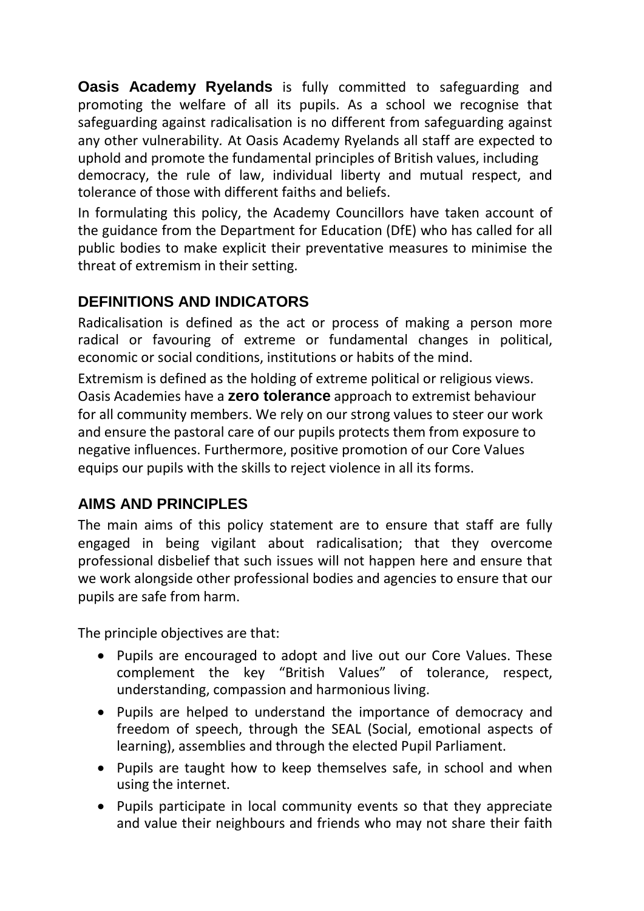**Oasis Academy Ryelands** is fully committed to safeguarding and promoting the welfare of all its pupils. As a school we recognise that safeguarding against radicalisation is no different from safeguarding against any other vulnerability. At Oasis Academy Ryelands all staff are expected to uphold and promote the fundamental principles of British values, including democracy, the rule of law, individual liberty and mutual respect, and tolerance of those with different faiths and beliefs.

In formulating this policy, the Academy Councillors have taken account of the guidance from the Department for Education (DfE) who has called for all public bodies to make explicit their preventative measures to minimise the threat of extremism in their setting.

## DEFINITIONS AND INDICATORS

Radicalisation is defined as the act or process of making a person more radical or favouring of extreme or fundamental changes in political, economic or social conditions, institutions or habits of the mind.

Extremism is defined as the holding of extreme political or religious views. Oasis Academies have a **zero tolerance** approach to extremist behaviour for all community members. We rely on our strong values to steer our work and ensure the pastoral care of our pupils protects them from exposure to negative influences. Furthermore, positive promotion of our Core Values equips our pupils with the skills to reject violence in all its forms.

## AIMS AND PRINCIPLES

The main aims of this policy statement are to ensure that staff are fully engaged in being vigilant about radicalisation; that they overcome professional disbelief that such issues will not happen here and ensure that we work alongside other professional bodies and agencies to ensure that our pupils are safe from harm.

The principle objectives are that:

- Pupils are encouraged to adopt and live out our Core Values. These complement the key "British Values" of tolerance, respect, understanding, compassion and harmonious living.
- Pupils are helped to understand the importance of democracy and freedom of speech, through the SEAL (Social, emotional aspects of learning), assemblies and through the elected Pupil Parliament.
- Pupils are taught how to keep themselves safe, in school and when using the internet.
- Pupils participate in local community events so that they appreciate and value their neighbours and friends who may not share their faith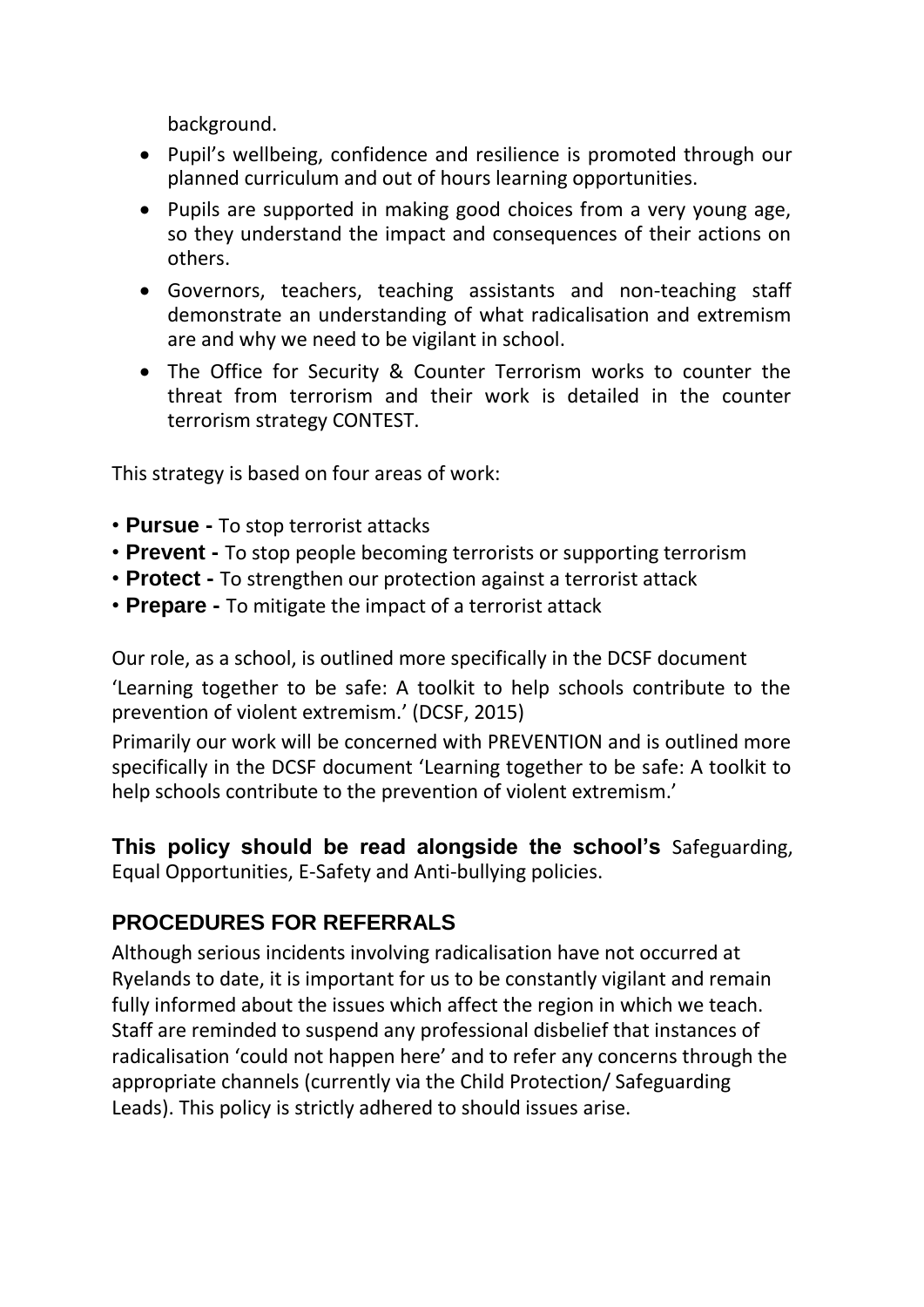background.

- Pupil's wellbeing, confidence and resilience is promoted through our planned curriculum and out of hours learning opportunities.
- Pupils are supported in making good choices from a very young age, so they understand the impact and consequences of their actions on others.
- Governors, teachers, teaching assistants and non-teaching staff demonstrate an understanding of what radicalisation and extremism are and why we need to be vigilant in school.
- The Office for Security & Counter Terrorism works to counter the threat from terrorism and their work is detailed in the counter terrorism strategy CONTEST.

This strategy is based on four areas of work:

- **Pursue -** To stop terrorist attacks
- **Prevent -** To stop people becoming terrorists or supporting terrorism
- **Protect -** To strengthen our protection against a terrorist attack
- **Prepare -** To mitigate the impact of a terrorist attack

Our role, as a school, is outlined more specifically in the DCSF document 'Learning together to be safe: A toolkit to help schools contribute to the prevention of violent extremism.' (DCSF, 2015)

Primarily our work will be concerned with PREVENTION and is outlined more specifically in the DCSF document 'Learning together to be safe: A toolkit to help schools contribute to the prevention of violent extremism.'

**This policy should be read alongside the school's** Safeguarding, Equal Opportunities, E-Safety and Anti-bullying policies.

## PROCEDURES FOR REFERRALS

Although serious incidents involving radicalisation have not occurred at Ryelands to date, it is important for us to be constantly vigilant and remain fully informed about the issues which affect the region in which we teach. Staff are reminded to suspend any professional disbelief that instances of radicalisation 'could not happen here' and to refer any concerns through the appropriate channels (currently via the Child Protection/ Safeguarding Leads). This policy is strictly adhered to should issues arise.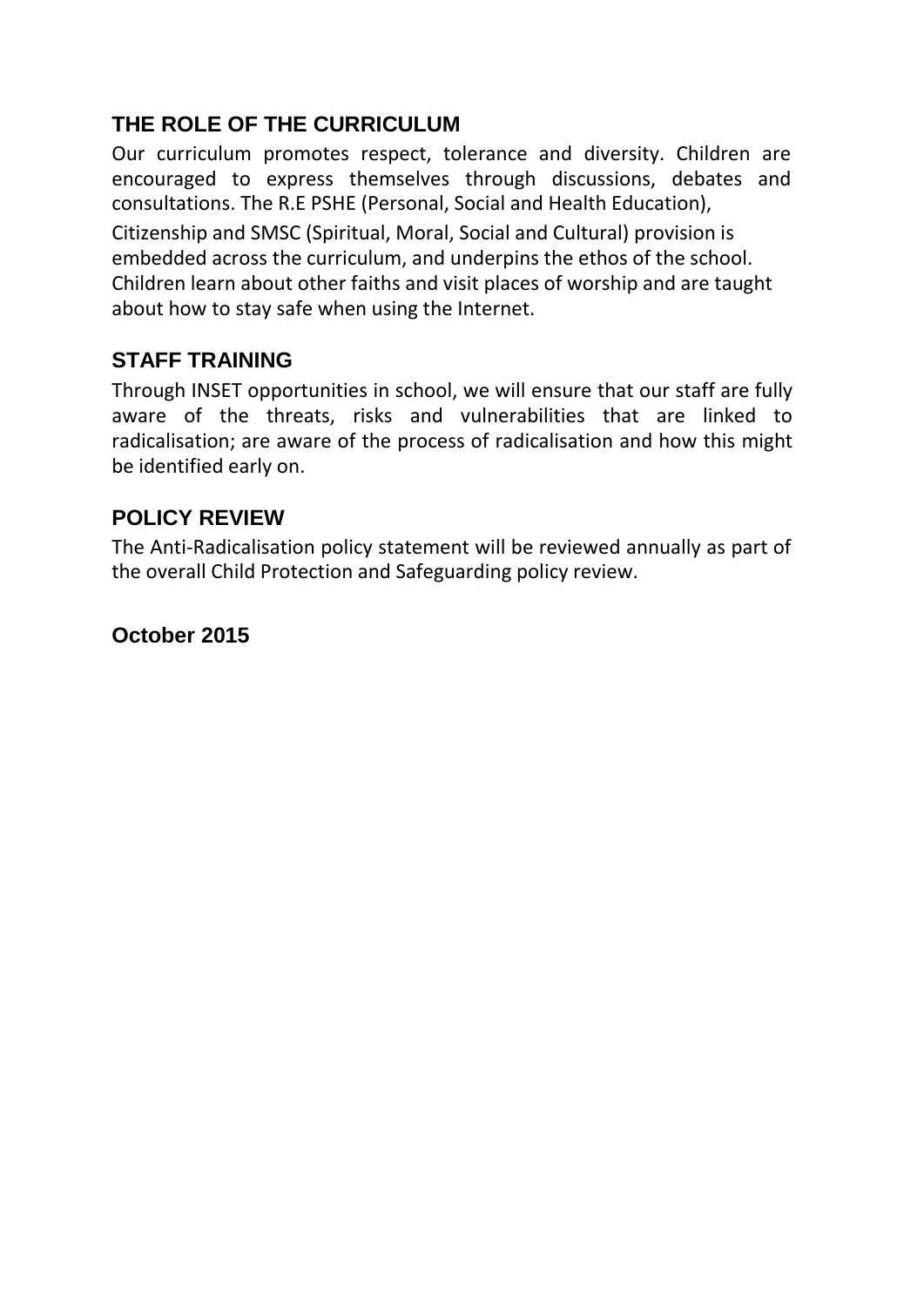## THE ROLE OF THE CURRICULUM

Our curriculum promotes respect, tolerance and diversity. Children are encouraged to express themselves through discussions, debates and consultations. The R.E PSHE (Personal, Social and Health Education), Citizenship and SMSC (Spiritual, Moral, Social and Cultural) provision is embedded across the curriculum, and underpins the ethos of the school. Children learn about other faiths and visit places of worship and are taught about how to stay safe when using the Internet.

## STAFF TRAINING

Through INSET opportunities in school, we will ensure that our staff are fully aware of the threats, risks and vulnerabilities that are linked to radicalisation; are aware of the process of radicalisation and how this might be identified early on.

## POLICY REVIEW

The Anti-Radicalisation policy statement will be reviewed annually as part of the overall Child Protection and Safeguarding policy review.

**October 2015**